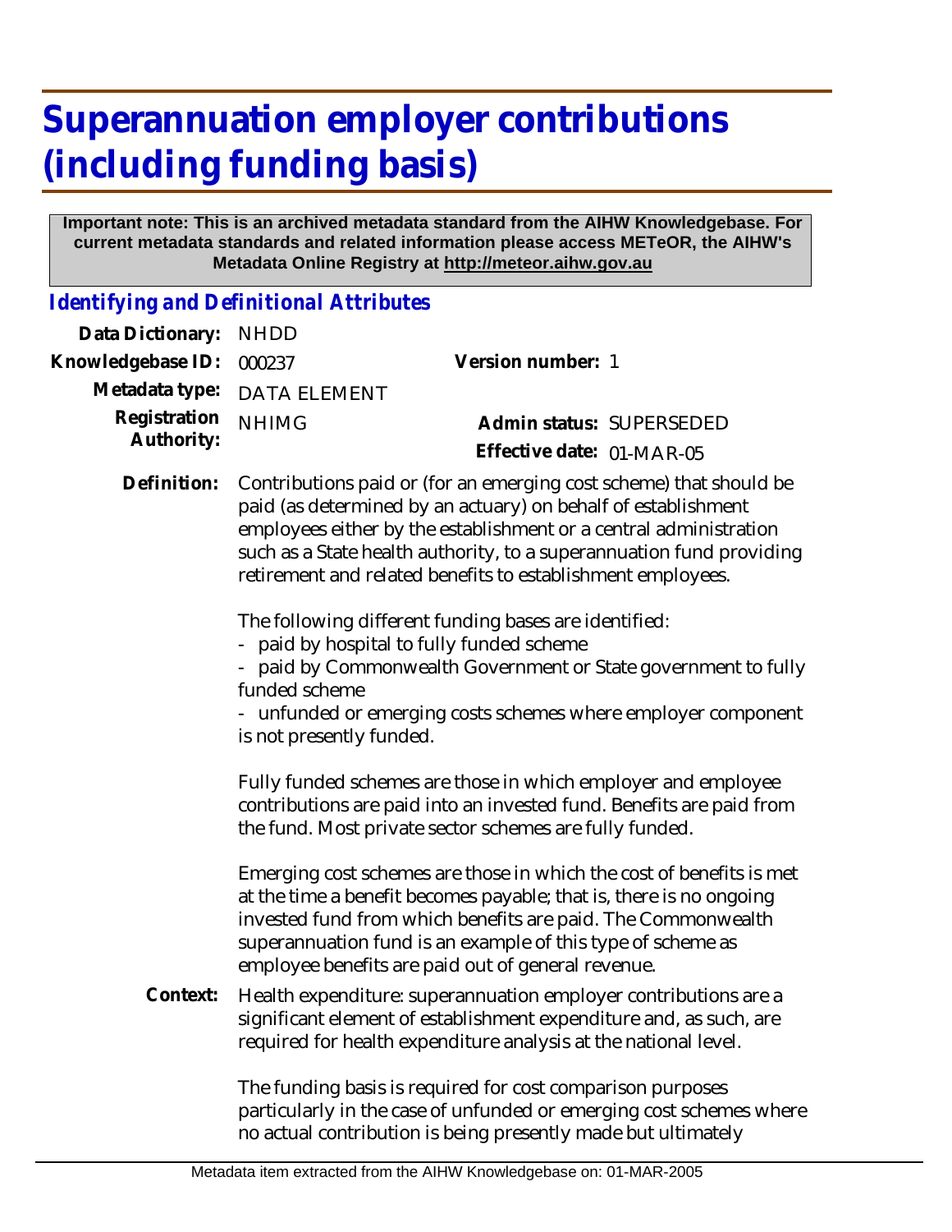# Superannuation employer contributions (including funding basis)

**Important note: This is an archived metadata standard from the AIHW Knowledgebase. For current metadata standards and related information please access METeOR, the AIHW's Metadata Online Registry at http://meteor.aihw.gov.au**

## *Identifying and Definitional Attributes*

| | | | |
|---|---|---|---|
| **Data Dictionary:** | NHDD | | |
| **Knowledgebase ID:** | 000237 | **Version number:** | 1 |
| **Metadata type:** | DATA ELEMENT | | |
| **Registration Authority:** | NHIMG | **Admin status:** | SUPERSEDED |
| | | **Effective date:** | 01-MAR-05 |

**Definition:** Contributions paid or (for an emerging cost scheme) that should be paid (as determined by an actuary) on behalf of establishment employees either by the establishment or a central administration such as a State health authority, to a superannuation fund providing retirement and related benefits to establishment employees.

The following different funding bases are identified:

- paid by hospital to fully funded scheme
- paid by Commonwealth Government or State government to fully funded scheme
- unfunded or emerging costs schemes where employer component is not presently funded.

Fully funded schemes are those in which employer and employee contributions are paid into an invested fund. Benefits are paid from the fund. Most private sector schemes are fully funded.

Emerging cost schemes are those in which the cost of benefits is met at the time a benefit becomes payable; that is, there is no ongoing invested fund from which benefits are paid. The Commonwealth superannuation fund is an example of this type of scheme as employee benefits are paid out of general revenue.

**Context:** Health expenditure: superannuation employer contributions are a significant element of establishment expenditure and, as such, are required for health expenditure analysis at the national level.

The funding basis is required for cost comparison purposes particularly in the case of unfunded or emerging cost schemes where no actual contribution is being presently made but ultimately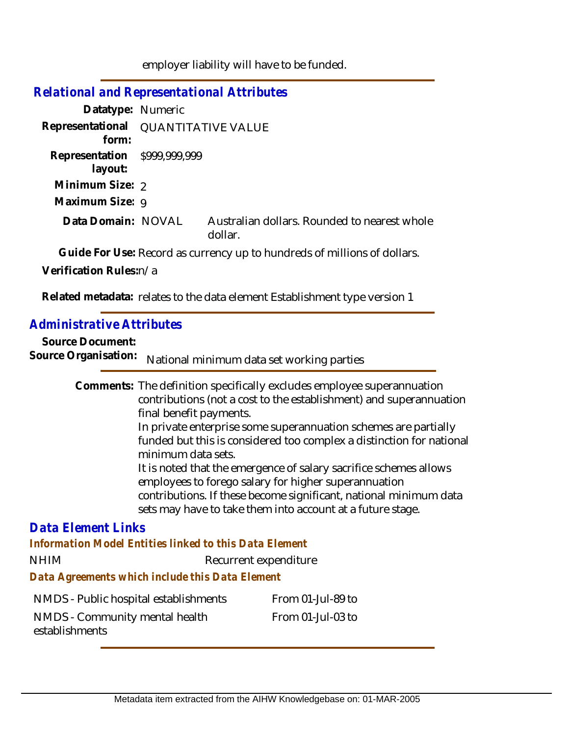employer liability will have to be funded.

## Relational and Representational Attributes

**Datatype:** Numeric

**Representational form:** QUANTITATIVE VALUE

**Representation layout:** $999,999,999

**Minimum Size:** 2

**Maximum Size:** 9

**Data Domain:** NOVAL Australian dollars. Rounded to nearest whole dollar.

**Guide For Use:** Record as currency up to hundreds of millions of dollars.

**Verification Rules:** n/a

**Related metadata:** relates to the data element Establishment type version 1

## Administrative Attributes

**Source Document:**

**Source Organisation:** National minimum data set working parties

**Comments:** The definition specifically excludes employee superannuation contributions (not a cost to the establishment) and superannuation final benefit payments.
In private enterprise some superannuation schemes are partially funded but this is considered too complex a distinction for national minimum data sets.
It is noted that the emergence of salary sacrifice schemes allows employees to forego salary for higher superannuation contributions. If these become significant, national minimum data sets may have to take them into account at a future stage.

## Data Element Links

### Information Model Entities linked to this Data Element

NHIM Recurrent expenditure

### Data Agreements which include this Data Element

| | |
|---|---|
| NMDS - Public hospital establishments | From 01-Jul-89 to |
| NMDS - Community mental health establishments | From 01-Jul-03 to |